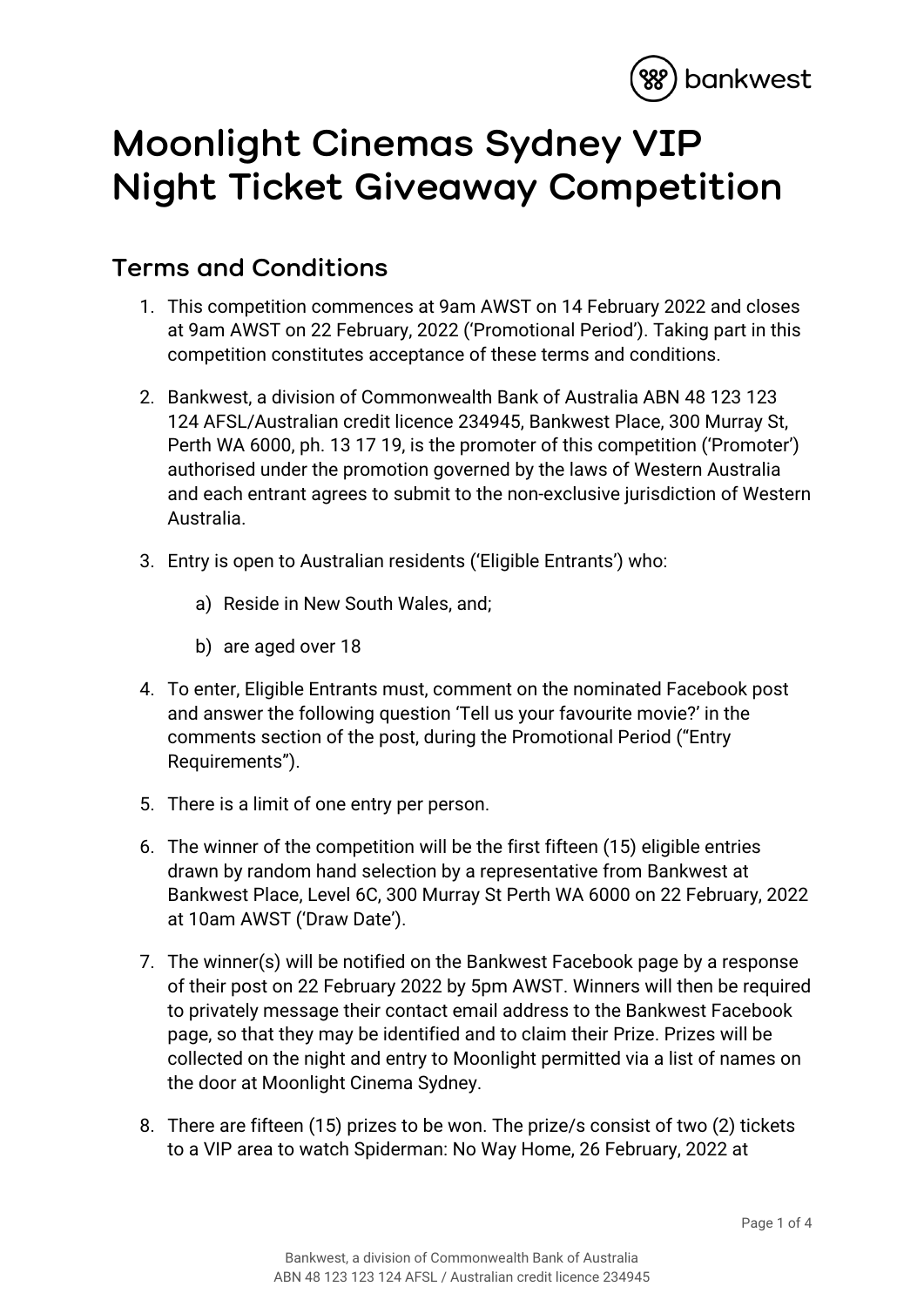# Moonlight Cinemas Sydney VIP Night Ticket Giveaway Competition

## Terms and Conditions

1. This competition commences at 9am AWST on 14 February 2022 and closes at 9am AWST on 22 February, 2022 ('Promotional Period'). Taking part in this competition constitutes acceptance of these terms and conditions.

2. Bankwest, a division of Commonwealth Bank of Australia ABN 48 123 123 124 AFSL/Australian credit licence 234945, Bankwest Place, 300 Murray St, Perth WA 6000, ph. 13 17 19, is the promoter of this competition ('Promoter') authorised under the promotion governed by the laws of Western Australia and each entrant agrees to submit to the non-exclusive jurisdiction of Western Australia.

3. Entry is open to Australian residents ('Eligible Entrants') who:

   a) Reside in New South Wales, and;

   b) are aged over 18

4. To enter, Eligible Entrants must, comment on the nominated Facebook post and answer the following question 'Tell us your favourite movie?' in the comments section of the post, during the Promotional Period ("Entry Requirements").

5. There is a limit of one entry per person.

6. The winner of the competition will be the first fifteen (15) eligible entries drawn by random hand selection by a representative from Bankwest at Bankwest Place, Level 6C, 300 Murray St Perth WA 6000 on 22 February, 2022 at 10am AWST ('Draw Date').

7. The winner(s) will be notified on the Bankwest Facebook page by a response of their post on 22 February 2022 by 5pm AWST. Winners will then be required to privately message their contact email address to the Bankwest Facebook page, so that they may be identified and to claim their Prize. Prizes will be collected on the night and entry to Moonlight permitted via a list of names on the door at Moonlight Cinema Sydney.

8. There are fifteen (15) prizes to be won. The prize/s consist of two (2) tickets to a VIP area to watch Spiderman: No Way Home, 26 February, 2022 at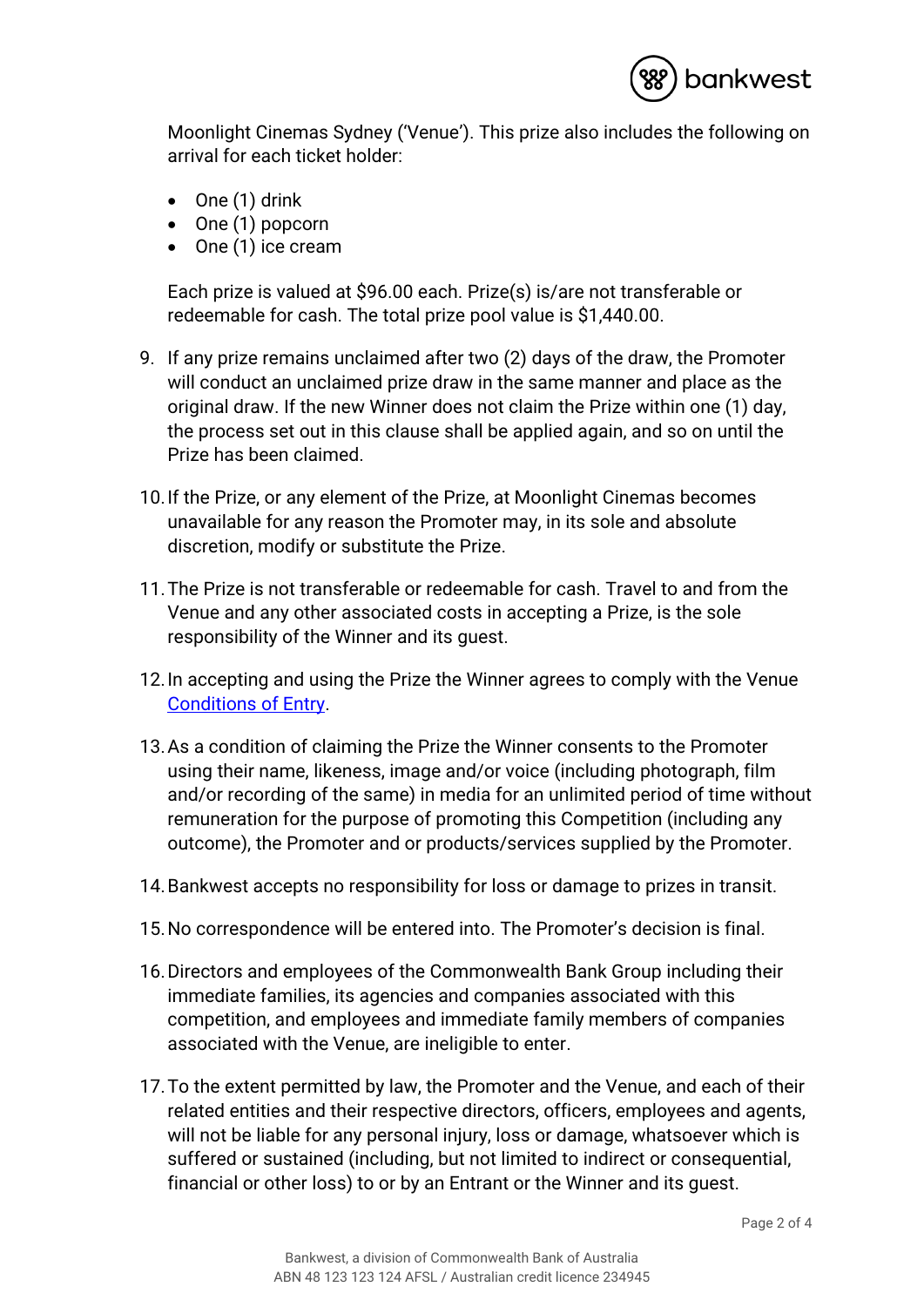Moonlight Cinemas Sydney ('Venue'). This prize also includes the following on arrival for each ticket holder:

- One (1) drink
- One (1) popcorn
- One (1) ice cream

Each prize is valued at $96.00 each. Prize(s) is/are not transferable or redeemable for cash. The total prize pool value is $1,440.00.

9. If any prize remains unclaimed after two (2) days of the draw, the Promoter will conduct an unclaimed prize draw in the same manner and place as the original draw. If the new Winner does not claim the Prize within one (1) day, the process set out in this clause shall be applied again, and so on until the Prize has been claimed.

10. If the Prize, or any element of the Prize, at Moonlight Cinemas becomes unavailable for any reason the Promoter may, in its sole and absolute discretion, modify or substitute the Prize.

11. The Prize is not transferable or redeemable for cash. Travel to and from the Venue and any other associated costs in accepting a Prize, is the sole responsibility of the Winner and its guest.

12. In accepting and using the Prize the Winner agrees to comply with the Venue Conditions of Entry.

13. As a condition of claiming the Prize the Winner consents to the Promoter using their name, likeness, image and/or voice (including photograph, film and/or recording of the same) in media for an unlimited period of time without remuneration for the purpose of promoting this Competition (including any outcome), the Promoter and or products/services supplied by the Promoter.

14. Bankwest accepts no responsibility for loss or damage to prizes in transit.

15. No correspondence will be entered into. The Promoter's decision is final.

16. Directors and employees of the Commonwealth Bank Group including their immediate families, its agencies and companies associated with this competition, and employees and immediate family members of companies associated with the Venue, are ineligible to enter.

17. To the extent permitted by law, the Promoter and the Venue, and each of their related entities and their respective directors, officers, employees and agents, will not be liable for any personal injury, loss or damage, whatsoever which is suffered or sustained (including, but not limited to indirect or consequential, financial or other loss) to or by an Entrant or the Winner and its guest.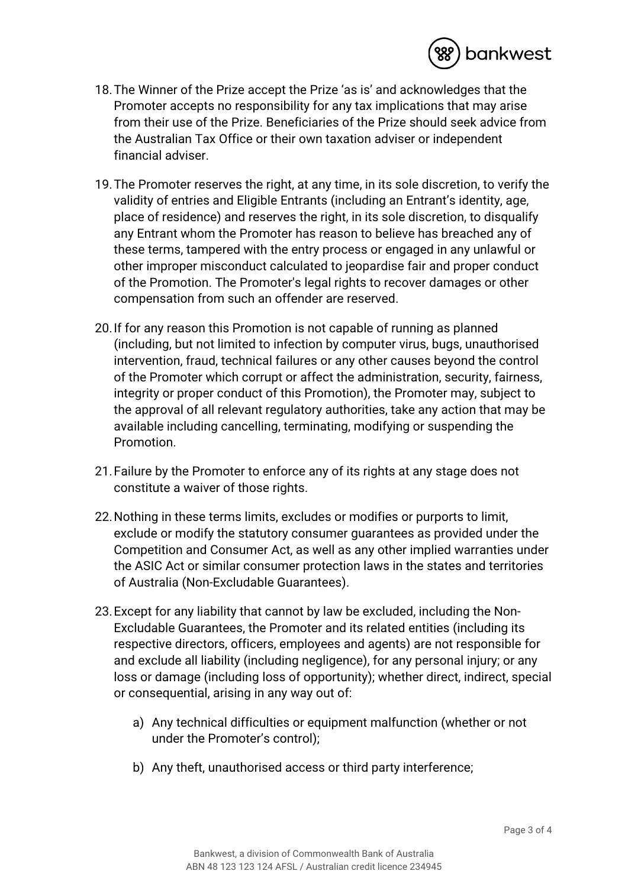18. The Winner of the Prize accept the Prize 'as is' and acknowledges that the Promoter accepts no responsibility for any tax implications that may arise from their use of the Prize. Beneficiaries of the Prize should seek advice from the Australian Tax Office or their own taxation adviser or independent financial adviser.

19. The Promoter reserves the right, at any time, in its sole discretion, to verify the validity of entries and Eligible Entrants (including an Entrant's identity, age, place of residence) and reserves the right, in its sole discretion, to disqualify any Entrant whom the Promoter has reason to believe has breached any of these terms, tampered with the entry process or engaged in any unlawful or other improper misconduct calculated to jeopardise fair and proper conduct of the Promotion. The Promoter's legal rights to recover damages or other compensation from such an offender are reserved.

20. If for any reason this Promotion is not capable of running as planned (including, but not limited to infection by computer virus, bugs, unauthorised intervention, fraud, technical failures or any other causes beyond the control of the Promoter which corrupt or affect the administration, security, fairness, integrity or proper conduct of this Promotion), the Promoter may, subject to the approval of all relevant regulatory authorities, take any action that may be available including cancelling, terminating, modifying or suspending the Promotion.

21. Failure by the Promoter to enforce any of its rights at any stage does not constitute a waiver of those rights.

22. Nothing in these terms limits, excludes or modifies or purports to limit, exclude or modify the statutory consumer guarantees as provided under the Competition and Consumer Act, as well as any other implied warranties under the ASIC Act or similar consumer protection laws in the states and territories of Australia (Non-Excludable Guarantees).

23. Except for any liability that cannot by law be excluded, including the Non-Excludable Guarantees, the Promoter and its related entities (including its respective directors, officers, employees and agents) are not responsible for and exclude all liability (including negligence), for any personal injury; or any loss or damage (including loss of opportunity); whether direct, indirect, special or consequential, arising in any way out of:

    a) Any technical difficulties or equipment malfunction (whether or not under the Promoter's control);

    b) Any theft, unauthorised access or third party interference;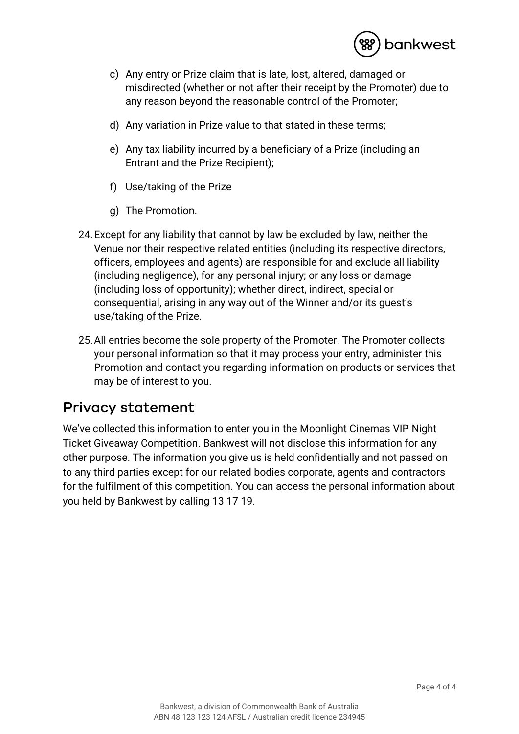c) Any entry or Prize claim that is late, lost, altered, damaged or misdirected (whether or not after their receipt by the Promoter) due to any reason beyond the reasonable control of the Promoter;

d) Any variation in Prize value to that stated in these terms;

e) Any tax liability incurred by a beneficiary of a Prize (including an Entrant and the Prize Recipient);

f) Use/taking of the Prize

g) The Promotion.

24. Except for any liability that cannot by law be excluded by law, neither the Venue nor their respective related entities (including its respective directors, officers, employees and agents) are responsible for and exclude all liability (including negligence), for any personal injury; or any loss or damage (including loss of opportunity); whether direct, indirect, special or consequential, arising in any way out of the Winner and/or its guest's use/taking of the Prize.

25. All entries become the sole property of the Promoter. The Promoter collects your personal information so that it may process your entry, administer this Promotion and contact you regarding information on products or services that may be of interest to you.

## Privacy statement

We've collected this information to enter you in the Moonlight Cinemas VIP Night Ticket Giveaway Competition. Bankwest will not disclose this information for any other purpose. The information you give us is held confidentially and not passed on to any third parties except for our related bodies corporate, agents and contractors for the fulfilment of this competition. You can access the personal information about you held by Bankwest by calling 13 17 19.